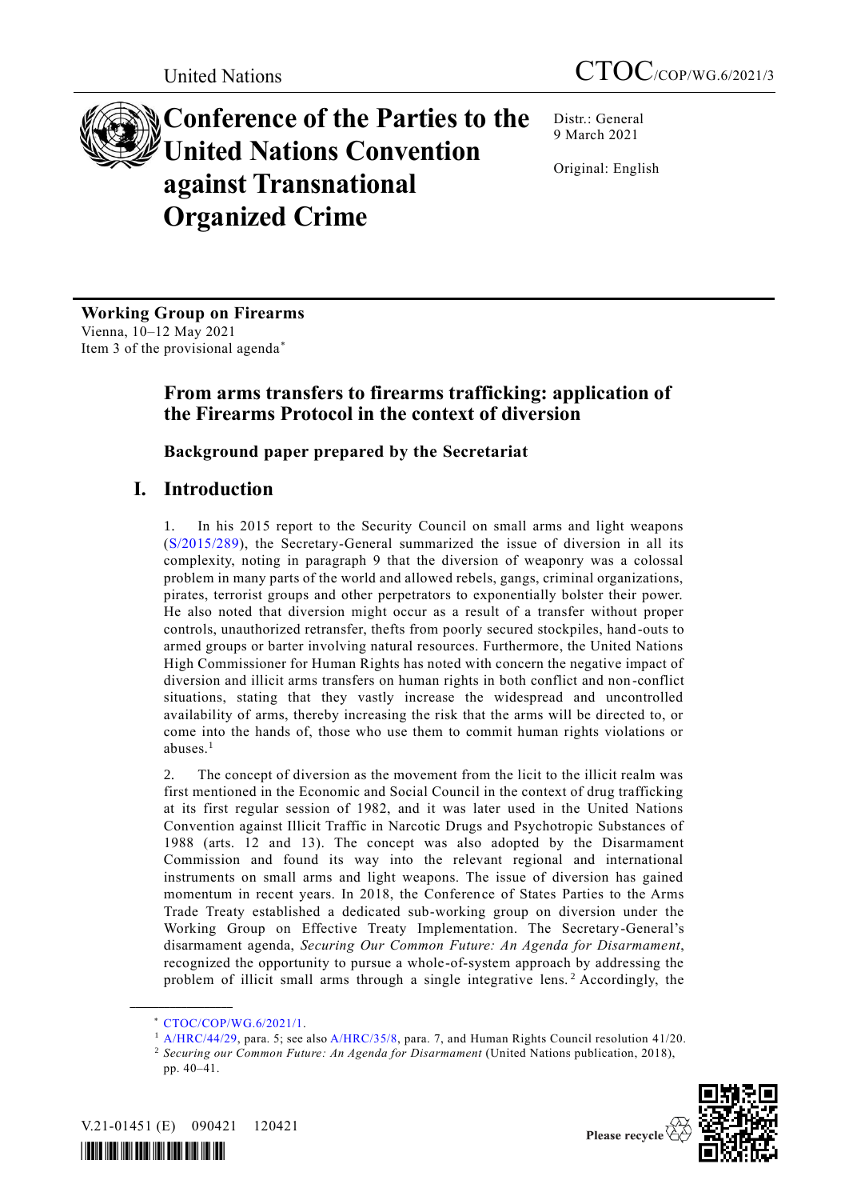United Nations

CTOC/COP/WG.6/2021/3

# Conference of the Parties to the United Nations Convention against Transnational Organized Crime

Distr.: General
9 March 2021

Original: English

**Working Group on Firearms**
Vienna, 10–12 May 2021
Item 3 of the provisional agenda*

## From arms transfers to firearms trafficking: application of the Firearms Protocol in the context of diversion

### Background paper prepared by the Secretariat

## I. Introduction

1. In his 2015 report to the Security Council on small arms and light weapons (S/2015/289), the Secretary-General summarized the issue of diversion in all its complexity, noting in paragraph 9 that the diversion of weaponry was a colossal problem in many parts of the world and allowed rebels, gangs, criminal organizations, pirates, terrorist groups and other perpetrators to exponentially bolster their power. He also noted that diversion might occur as a result of a transfer without proper controls, unauthorized retransfer, thefts from poorly secured stockpiles, hand-outs to armed groups or barter involving natural resources. Furthermore, the United Nations High Commissioner for Human Rights has noted with concern the negative impact of diversion and illicit arms transfers on human rights in both conflict and non-conflict situations, stating that they vastly increase the widespread and uncontrolled availability of arms, thereby increasing the risk that the arms will be directed to, or come into the hands of, those who use them to commit human rights violations or abuses.[1]

2. The concept of diversion as the movement from the licit to the illicit realm was first mentioned in the Economic and Social Council in the context of drug trafficking at its first regular session of 1982, and it was later used in the United Nations Convention against Illicit Traffic in Narcotic Drugs and Psychotropic Substances of 1988 (arts. 12 and 13). The concept was also adopted by the Disarmament Commission and found its way into the relevant regional and international instruments on small arms and light weapons. The issue of diversion has gained momentum in recent years. In 2018, the Conference of States Parties to the Arms Trade Treaty established a dedicated sub-working group on diversion under the Working Group on Effective Treaty Implementation. The Secretary-General's disarmament agenda, *Securing Our Common Future: An Agenda for Disarmament*, recognized the opportunity to pursue a whole-of-system approach by addressing the problem of illicit small arms through a single integrative lens.[2] Accordingly, the

* CTOC/COP/WG.6/2021/1.

[1] A/HRC/44/29, para. 5; see also A/HRC/35/8, para. 7, and Human Rights Council resolution 41/20.

[2] *Securing our Common Future: An Agenda for Disarmament* (United Nations publication, 2018), pp. 40–41.

V.21-01451 (E) 090421 120421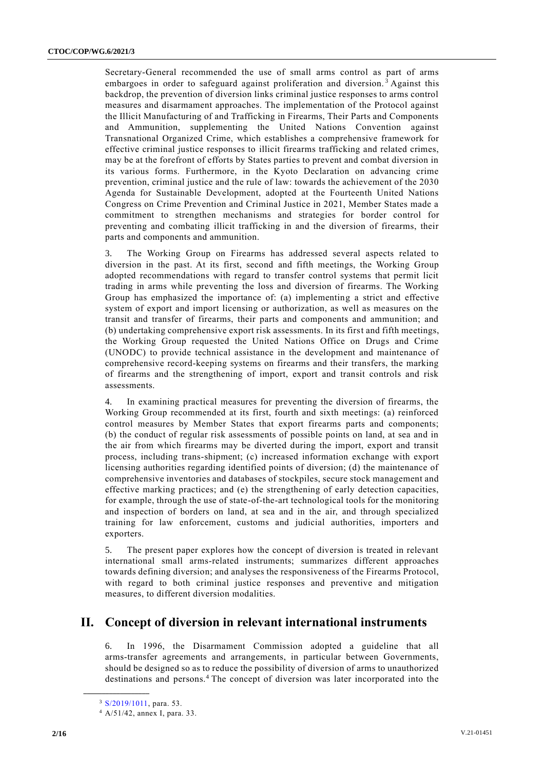Secretary-General recommended the use of small arms control as part of arms embargoes in order to safeguard against proliferation and diversion.[3] Against this backdrop, the prevention of diversion links criminal justice responses to arms control measures and disarmament approaches. The implementation of the Protocol against the Illicit Manufacturing of and Trafficking in Firearms, Their Parts and Components and Ammunition, supplementing the United Nations Convention against Transnational Organized Crime, which establishes a comprehensive framework for effective criminal justice responses to illicit firearms trafficking and related crimes, may be at the forefront of efforts by States parties to prevent and combat diversion in its various forms. Furthermore, in the Kyoto Declaration on advancing crime prevention, criminal justice and the rule of law: towards the achievement of the 2030 Agenda for Sustainable Development, adopted at the Fourteenth United Nations Congress on Crime Prevention and Criminal Justice in 2021, Member States made a commitment to strengthen mechanisms and strategies for border control for preventing and combating illicit trafficking in and the diversion of firearms, their parts and components and ammunition.

3. The Working Group on Firearms has addressed several aspects related to diversion in the past. At its first, second and fifth meetings, the Working Group adopted recommendations with regard to transfer control systems that permit licit trading in arms while preventing the loss and diversion of firearms. The Working Group has emphasized the importance of: (a) implementing a strict and effective system of export and import licensing or authorization, as well as measures on the transit and transfer of firearms, their parts and components and ammunition; and (b) undertaking comprehensive export risk assessments. In its first and fifth meetings, the Working Group requested the United Nations Office on Drugs and Crime (UNODC) to provide technical assistance in the development and maintenance of comprehensive record-keeping systems on firearms and their transfers, the marking of firearms and the strengthening of import, export and transit controls and risk assessments.

4. In examining practical measures for preventing the diversion of firearms, the Working Group recommended at its first, fourth and sixth meetings: (a) reinforced control measures by Member States that export firearms parts and components; (b) the conduct of regular risk assessments of possible points on land, at sea and in the air from which firearms may be diverted during the import, export and transit process, including trans-shipment; (c) increased information exchange with export licensing authorities regarding identified points of diversion; (d) the maintenance of comprehensive inventories and databases of stockpiles, secure stock management and effective marking practices; and (e) the strengthening of early detection capacities, for example, through the use of state-of-the-art technological tools for the monitoring and inspection of borders on land, at sea and in the air, and through specialized training for law enforcement, customs and judicial authorities, importers and exporters.

5. The present paper explores how the concept of diversion is treated in relevant international small arms-related instruments; summarizes different approaches towards defining diversion; and analyses the responsiveness of the Firearms Protocol, with regard to both criminal justice responses and preventive and mitigation measures, to different diversion modalities.

## II. Concept of diversion in relevant international instruments

6. In 1996, the Disarmament Commission adopted a guideline that all arms-transfer agreements and arrangements, in particular between Governments, should be designed so as to reduce the possibility of diversion of arms to unauthorized destinations and persons.[4] The concept of diversion was later incorporated into the

[3] S/2019/1011, para. 53.

[4] A/51/42, annex I, para. 33.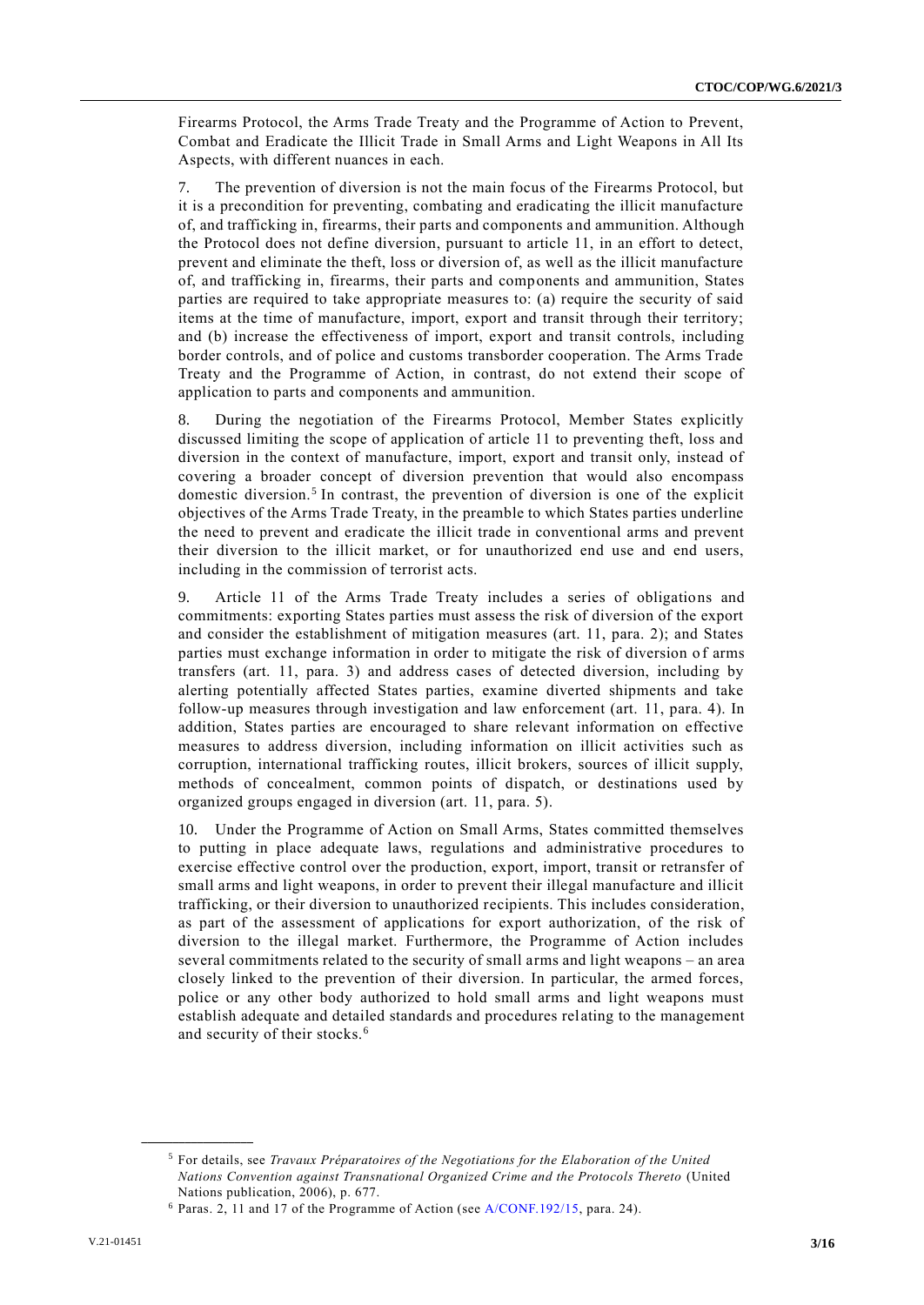Firearms Protocol, the Arms Trade Treaty and the Programme of Action to Prevent, Combat and Eradicate the Illicit Trade in Small Arms and Light Weapons in All Its Aspects, with different nuances in each.

7. The prevention of diversion is not the main focus of the Firearms Protocol, but it is a precondition for preventing, combating and eradicating the illicit manufacture of, and trafficking in, firearms, their parts and components and ammunition. Although the Protocol does not define diversion, pursuant to article 11, in an effort to detect, prevent and eliminate the theft, loss or diversion of, as well as the illicit manufacture of, and trafficking in, firearms, their parts and components and ammunition, States parties are required to take appropriate measures to: (a) require the security of said items at the time of manufacture, import, export and transit through their territory; and (b) increase the effectiveness of import, export and transit controls, including border controls, and of police and customs transborder cooperation. The Arms Trade Treaty and the Programme of Action, in contrast, do not extend their scope of application to parts and components and ammunition.

8. During the negotiation of the Firearms Protocol, Member States explicitly discussed limiting the scope of application of article 11 to preventing theft, loss and diversion in the context of manufacture, import, export and transit only, instead of covering a broader concept of diversion prevention that would also encompass domestic diversion.[5] In contrast, the prevention of diversion is one of the explicit objectives of the Arms Trade Treaty, in the preamble to which States parties underline the need to prevent and eradicate the illicit trade in conventional arms and prevent their diversion to the illicit market, or for unauthorized end use and end users, including in the commission of terrorist acts.

9. Article 11 of the Arms Trade Treaty includes a series of obligations and commitments: exporting States parties must assess the risk of diversion of the export and consider the establishment of mitigation measures (art. 11, para. 2); and States parties must exchange information in order to mitigate the risk of diversion of arms transfers (art. 11, para. 3) and address cases of detected diversion, including by alerting potentially affected States parties, examine diverted shipments and take follow-up measures through investigation and law enforcement (art. 11, para. 4). In addition, States parties are encouraged to share relevant information on effective measures to address diversion, including information on illicit activities such as corruption, international trafficking routes, illicit brokers, sources of illicit supply, methods of concealment, common points of dispatch, or destinations used by organized groups engaged in diversion (art. 11, para. 5).

10. Under the Programme of Action on Small Arms, States committed themselves to putting in place adequate laws, regulations and administrative procedures to exercise effective control over the production, export, import, transit or retransfer of small arms and light weapons, in order to prevent their illegal manufacture and illicit trafficking, or their diversion to unauthorized recipients. This includes consideration, as part of the assessment of applications for export authorization, of the risk of diversion to the illegal market. Furthermore, the Programme of Action includes several commitments related to the security of small arms and light weapons – an area closely linked to the prevention of their diversion. In particular, the armed forces, police or any other body authorized to hold small arms and light weapons must establish adequate and detailed standards and procedures relating to the management and security of their stocks.[6]

---

[5] For details, see *Travaux Préparatoires of the Negotiations for the Elaboration of the United Nations Convention against Transnational Organized Crime and the Protocols Thereto* (United Nations publication, 2006), p. 677.

[6] Paras. 2, 11 and 17 of the Programme of Action (see A/CONF.192/15, para. 24).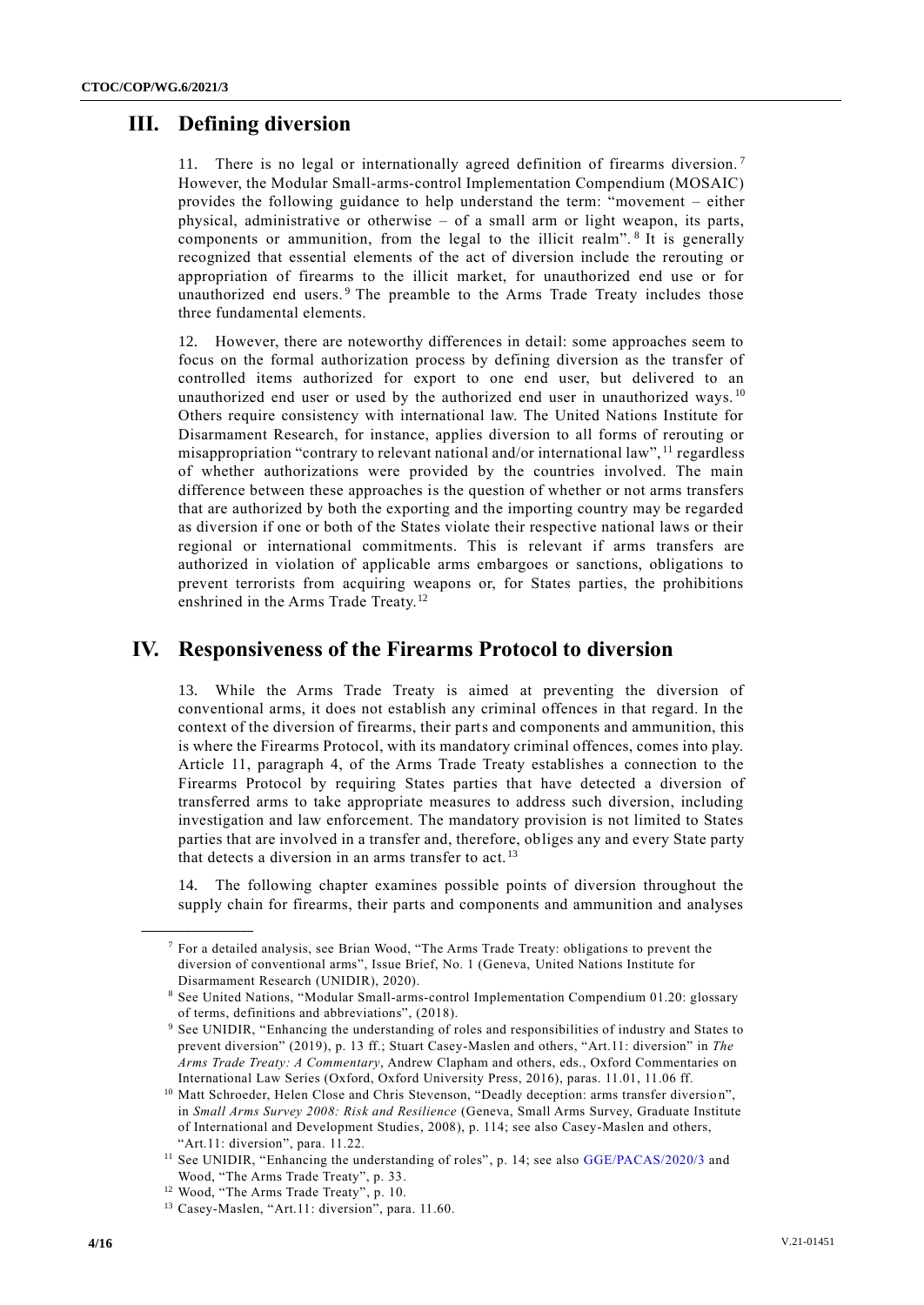## III. Defining diversion

11. There is no legal or internationally agreed definition of firearms diversion.[7] However, the Modular Small-arms-control Implementation Compendium (MOSAIC) provides the following guidance to help understand the term: "movement – either physical, administrative or otherwise – of a small arm or light weapon, its parts, components or ammunition, from the legal to the illicit realm".[8] It is generally recognized that essential elements of the act of diversion include the rerouting or appropriation of firearms to the illicit market, for unauthorized end use or for unauthorized end users.[9] The preamble to the Arms Trade Treaty includes those three fundamental elements.

12. However, there are noteworthy differences in detail: some approaches seem to focus on the formal authorization process by defining diversion as the transfer of controlled items authorized for export to one end user, but delivered to an unauthorized end user or used by the authorized end user in unauthorized ways.[10] Others require consistency with international law. The United Nations Institute for Disarmament Research, for instance, applies diversion to all forms of rerouting or misappropriation "contrary to relevant national and/or international law",[11] regardless of whether authorizations were provided by the countries involved. The main difference between these approaches is the question of whether or not arms transfers that are authorized by both the exporting and the importing country may be regarded as diversion if one or both of the States violate their respective national laws or their regional or international commitments. This is relevant if arms transfers are authorized in violation of applicable arms embargoes or sanctions, obligations to prevent terrorists from acquiring weapons or, for States parties, the prohibitions enshrined in the Arms Trade Treaty.[12]

## IV. Responsiveness of the Firearms Protocol to diversion

13. While the Arms Trade Treaty is aimed at preventing the diversion of conventional arms, it does not establish any criminal offences in that regard. In the context of the diversion of firearms, their parts and components and ammunition, this is where the Firearms Protocol, with its mandatory criminal offences, comes into play. Article 11, paragraph 4, of the Arms Trade Treaty establishes a connection to the Firearms Protocol by requiring States parties that have detected a diversion of transferred arms to take appropriate measures to address such diversion, including investigation and law enforcement. The mandatory provision is not limited to States parties that are involved in a transfer and, therefore, obliges any and every State party that detects a diversion in an arms transfer to act.[13]

14. The following chapter examines possible points of diversion throughout the supply chain for firearms, their parts and components and ammunition and analyses

---

[7] For a detailed analysis, see Brian Wood, "The Arms Trade Treaty: obligations to prevent the diversion of conventional arms", Issue Brief, No. 1 (Geneva, United Nations Institute for Disarmament Research (UNIDIR), 2020).

[8] See United Nations, "Modular Small-arms-control Implementation Compendium 01.20: glossary of terms, definitions and abbreviations", (2018).

[9] See UNIDIR, "Enhancing the understanding of roles and responsibilities of industry and States to prevent diversion" (2019), p. 13 ff.; Stuart Casey-Maslen and others, "Art.11: diversion" in *The Arms Trade Treaty: A Commentary*, Andrew Clapham and others, eds., Oxford Commentaries on International Law Series (Oxford, Oxford University Press, 2016), paras. 11.01, 11.06 ff.

[10] Matt Schroeder, Helen Close and Chris Stevenson, "Deadly deception: arms transfer diversion", in *Small Arms Survey 2008: Risk and Resilience* (Geneva, Small Arms Survey, Graduate Institute of International and Development Studies, 2008), p. 114; see also Casey-Maslen and others, "Art.11: diversion", para. 11.22.

[11] See UNIDIR, "Enhancing the understanding of roles", p. 14; see also GGE/PACAS/2020/3 and Wood, "The Arms Trade Treaty", p. 33.

[12] Wood, "The Arms Trade Treaty", p. 10.

[13] Casey-Maslen, "Art.11: diversion", para. 11.60.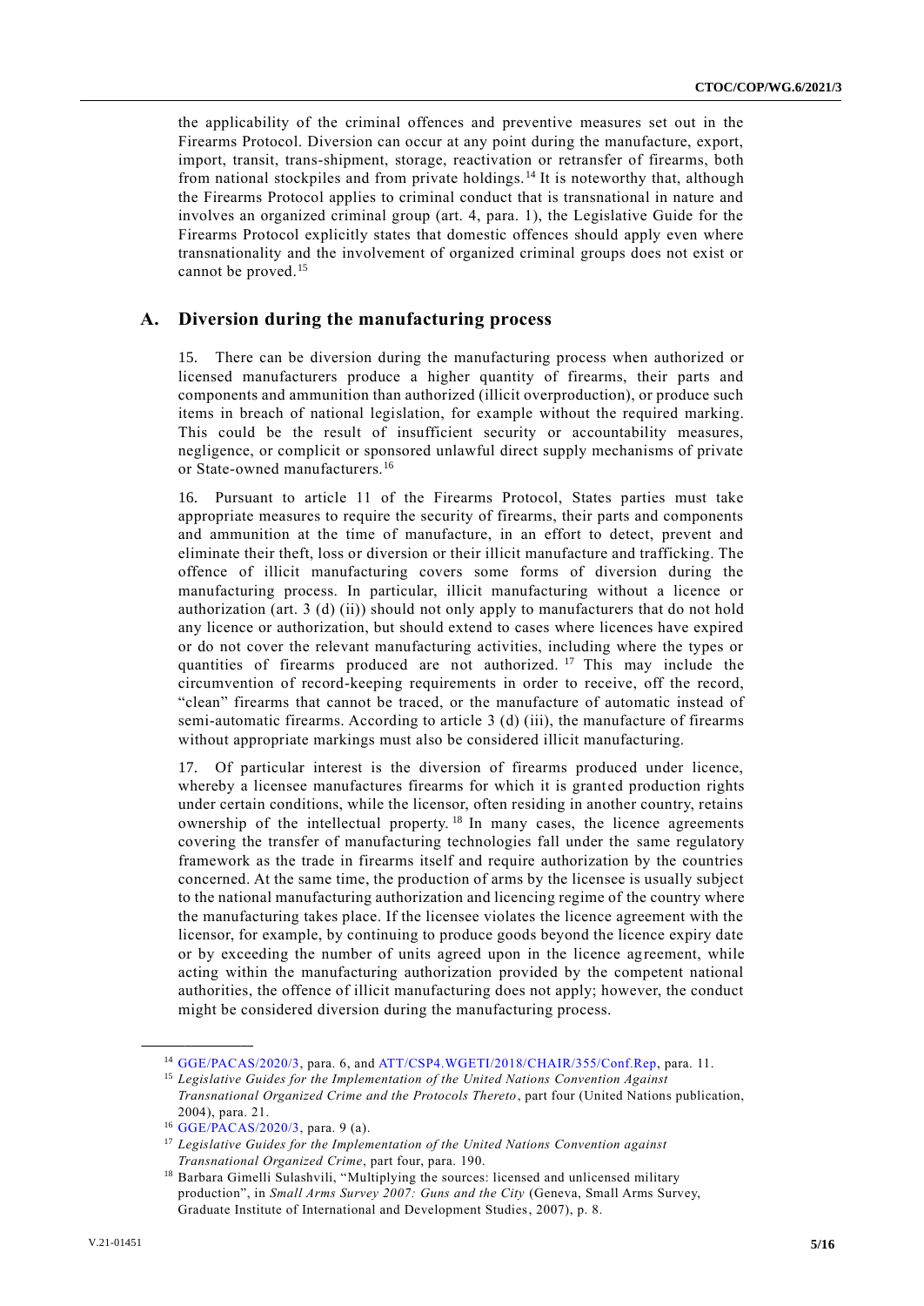the applicability of the criminal offences and preventive measures set out in the Firearms Protocol. Diversion can occur at any point during the manufacture, export, import, transit, trans-shipment, storage, reactivation or retransfer of firearms, both from national stockpiles and from private holdings.[14] It is noteworthy that, although the Firearms Protocol applies to criminal conduct that is transnational in nature and involves an organized criminal group (art. 4, para. 1), the Legislative Guide for the Firearms Protocol explicitly states that domestic offences should apply even where transnationality and the involvement of organized criminal groups does not exist or cannot be proved.[15]

## A. Diversion during the manufacturing process

15. There can be diversion during the manufacturing process when authorized or licensed manufacturers produce a higher quantity of firearms, their parts and components and ammunition than authorized (illicit overproduction), or produce such items in breach of national legislation, for example without the required marking. This could be the result of insufficient security or accountability measures, negligence, or complicit or sponsored unlawful direct supply mechanisms of private or State-owned manufacturers.[16]

16. Pursuant to article 11 of the Firearms Protocol, States parties must take appropriate measures to require the security of firearms, their parts and components and ammunition at the time of manufacture, in an effort to detect, prevent and eliminate their theft, loss or diversion or their illicit manufacture and trafficking. The offence of illicit manufacturing covers some forms of diversion during the manufacturing process. In particular, illicit manufacturing without a licence or authorization (art. 3 (d) (ii)) should not only apply to manufacturers that do not hold any licence or authorization, but should extend to cases where licences have expired or do not cover the relevant manufacturing activities, including where the types or quantities of firearms produced are not authorized.[17] This may include the circumvention of record-keeping requirements in order to receive, off the record, "clean" firearms that cannot be traced, or the manufacture of automatic instead of semi-automatic firearms. According to article 3 (d) (iii), the manufacture of firearms without appropriate markings must also be considered illicit manufacturing.

17. Of particular interest is the diversion of firearms produced under licence, whereby a licensee manufactures firearms for which it is granted production rights under certain conditions, while the licensor, often residing in another country, retains ownership of the intellectual property.[18] In many cases, the licence agreements covering the transfer of manufacturing technologies fall under the same regulatory framework as the trade in firearms itself and require authorization by the countries concerned. At the same time, the production of arms by the licensee is usually subject to the national manufacturing authorization and licencing regime of the country where the manufacturing takes place. If the licensee violates the licence agreement with the licensor, for example, by continuing to produce goods beyond the licence expiry date or by exceeding the number of units agreed upon in the licence agreement, while acting within the manufacturing authorization provided by the competent national authorities, the offence of illicit manufacturing does not apply; however, the conduct might be considered diversion during the manufacturing process.

---

[14] GGE/PACAS/2020/3, para. 6, and ATT/CSP4.WGETI/2018/CHAIR/355/Conf.Rep, para. 11.

[15] *Legislative Guides for the Implementation of the United Nations Convention Against Transnational Organized Crime and the Protocols Thereto*, part four (United Nations publication, 2004), para. 21.

[16] GGE/PACAS/2020/3, para. 9 (a).

[17] *Legislative Guides for the Implementation of the United Nations Convention against Transnational Organized Crime*, part four, para. 190.

[18] Barbara Gimelli Sulashvili, "Multiplying the sources: licensed and unlicensed military production", in *Small Arms Survey 2007: Guns and the City* (Geneva, Small Arms Survey, Graduate Institute of International and Development Studies, 2007), p. 8.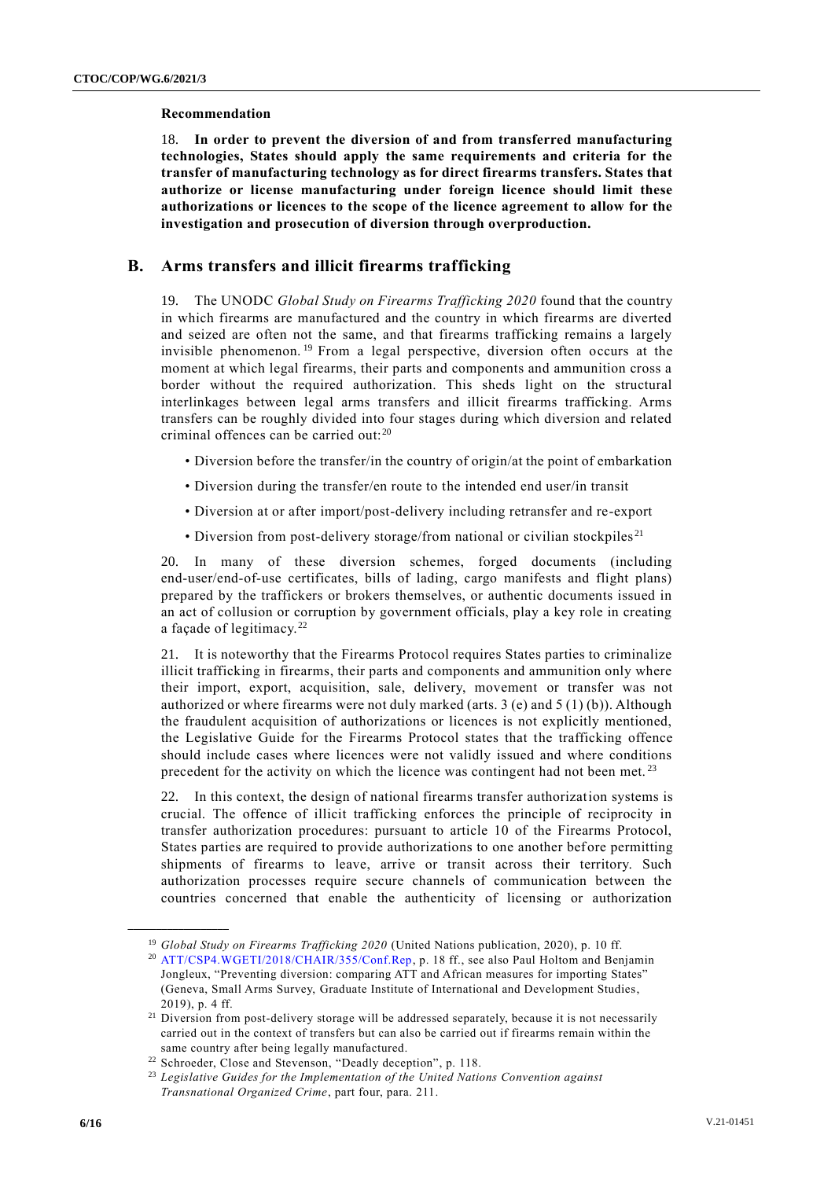**Recommendation**

18. **In order to prevent the diversion of and from transferred manufacturing technologies, States should apply the same requirements and criteria for the transfer of manufacturing technology as for direct firearms transfers. States that authorize or license manufacturing under foreign licence should limit these authorizations or licences to the scope of the licence agreement to allow for the investigation and prosecution of diversion through overproduction.**

## B. Arms transfers and illicit firearms trafficking

19. The UNODC *Global Study on Firearms Trafficking 2020* found that the country in which firearms are manufactured and the country in which firearms are diverted and seized are often not the same, and that firearms trafficking remains a largely invisible phenomenon.[19] From a legal perspective, diversion often occurs at the moment at which legal firearms, their parts and components and ammunition cross a border without the required authorization. This sheds light on the structural interlinkages between legal arms transfers and illicit firearms trafficking. Arms transfers can be roughly divided into four stages during which diversion and related criminal offences can be carried out:[20]

- Diversion before the transfer/in the country of origin/at the point of embarkation
- Diversion during the transfer/en route to the intended end user/in transit
- Diversion at or after import/post-delivery including retransfer and re-export
- Diversion from post-delivery storage/from national or civilian stockpiles[21]

20. In many of these diversion schemes, forged documents (including end-user/end-of-use certificates, bills of lading, cargo manifests and flight plans) prepared by the traffickers or brokers themselves, or authentic documents issued in an act of collusion or corruption by government officials, play a key role in creating a façade of legitimacy.[22]

21. It is noteworthy that the Firearms Protocol requires States parties to criminalize illicit trafficking in firearms, their parts and components and ammunition only where their import, export, acquisition, sale, delivery, movement or transfer was not authorized or where firearms were not duly marked (arts. 3 (e) and 5 (1) (b)). Although the fraudulent acquisition of authorizations or licences is not explicitly mentioned, the Legislative Guide for the Firearms Protocol states that the trafficking offence should include cases where licences were not validly issued and where conditions precedent for the activity on which the licence was contingent had not been met.[23]

22. In this context, the design of national firearms transfer authorization systems is crucial. The offence of illicit trafficking enforces the principle of reciprocity in transfer authorization procedures: pursuant to article 10 of the Firearms Protocol, States parties are required to provide authorizations to one another before permitting shipments of firearms to leave, arrive or transit across their territory. Such authorization processes require secure channels of communication between the countries concerned that enable the authenticity of licensing or authorization

---

[19] *Global Study on Firearms Trafficking 2020* (United Nations publication, 2020), p. 10 ff.

[20] ATT/CSP4.WGETI/2018/CHAIR/355/Conf.Rep, p. 18 ff., see also Paul Holtom and Benjamin Jongleux, "Preventing diversion: comparing ATT and African measures for importing States" (Geneva, Small Arms Survey, Graduate Institute of International and Development Studies, 2019), p. 4 ff.

[21] Diversion from post-delivery storage will be addressed separately, because it is not necessarily carried out in the context of transfers but can also be carried out if firearms remain within the same country after being legally manufactured.

[22] Schroeder, Close and Stevenson, "Deadly deception", p. 118.

[23] *Legislative Guides for the Implementation of the United Nations Convention against Transnational Organized Crime*, part four, para. 211.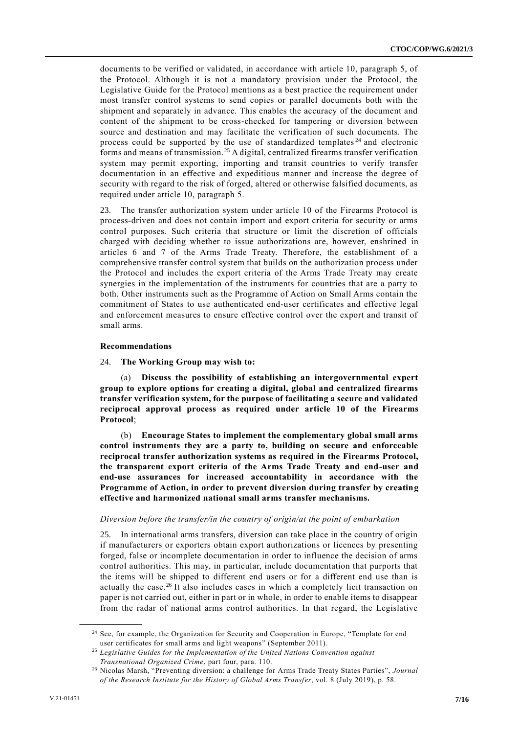documents to be verified or validated, in accordance with article 10, paragraph 5, of the Protocol. Although it is not a mandatory provision under the Protocol, the Legislative Guide for the Protocol mentions as a best practice the requirement under most transfer control systems to send copies or parallel documents both with the shipment and separately in advance. This enables the accuracy of the document and content of the shipment to be cross-checked for tampering or diversion between source and destination and may facilitate the verification of such documents. The process could be supported by the use of standardized templates[24] and electronic forms and means of transmission.[25] A digital, centralized firearms transfer verification system may permit exporting, importing and transit countries to verify transfer documentation in an effective and expeditious manner and increase the degree of security with regard to the risk of forged, altered or otherwise falsified documents, as required under article 10, paragraph 5.

23. The transfer authorization system under article 10 of the Firearms Protocol is process-driven and does not contain import and export criteria for security or arms control purposes. Such criteria that structure or limit the discretion of officials charged with deciding whether to issue authorizations are, however, enshrined in articles 6 and 7 of the Arms Trade Treaty. Therefore, the establishment of a comprehensive transfer control system that builds on the authorization process under the Protocol and includes the export criteria of the Arms Trade Treaty may create synergies in the implementation of the instruments for countries that are a party to both. Other instruments such as the Programme of Action on Small Arms contain the commitment of States to use authenticated end-user certificates and effective legal and enforcement measures to ensure effective control over the export and transit of small arms.

#### Recommendations

24. **The Working Group may wish to:**

(a) **Discuss the possibility of establishing an intergovernmental expert group to explore options for creating a digital, global and centralized firearms transfer verification system, for the purpose of facilitating a secure and validated reciprocal approval process as required under article 10 of the Firearms Protocol**;

(b) **Encourage States to implement the complementary global small arms control instruments they are a party to, building on secure and enforceable reciprocal transfer authorization systems as required in the Firearms Protocol, the transparent export criteria of the Arms Trade Treaty and end-user and end-use assurances for increased accountability in accordance with the Programme of Action, in order to prevent diversion during transfer by creating effective and harmonized national small arms transfer mechanisms.**

*Diversion before the transfer/in the country of origin/at the point of embarkation*

25. In international arms transfers, diversion can take place in the country of origin if manufacturers or exporters obtain export authorizations or licences by presenting forged, false or incomplete documentation in order to influence the decision of arms control authorities. This may, in particular, include documentation that purports that the items will be shipped to different end users or for a different end use than is actually the case.[26] It also includes cases in which a completely licit transaction on paper is not carried out, either in part or in whole, in order to enable items to disappear from the radar of national arms control authorities. In that regard, the Legislative

---

[24] See, for example, the Organization for Security and Cooperation in Europe, "Template for end user certificates for small arms and light weapons" (September 2011).

[25] *Legislative Guides for the Implementation of the United Nations Convention against Transnational Organized Crime*, part four, para. 110.

[26] Nicolas Marsh, "Preventing diversion: a challenge for Arms Trade Treaty States Parties", *Journal of the Research Institute for the History of Global Arms Transfer*, vol. 8 (July 2019), p. 58.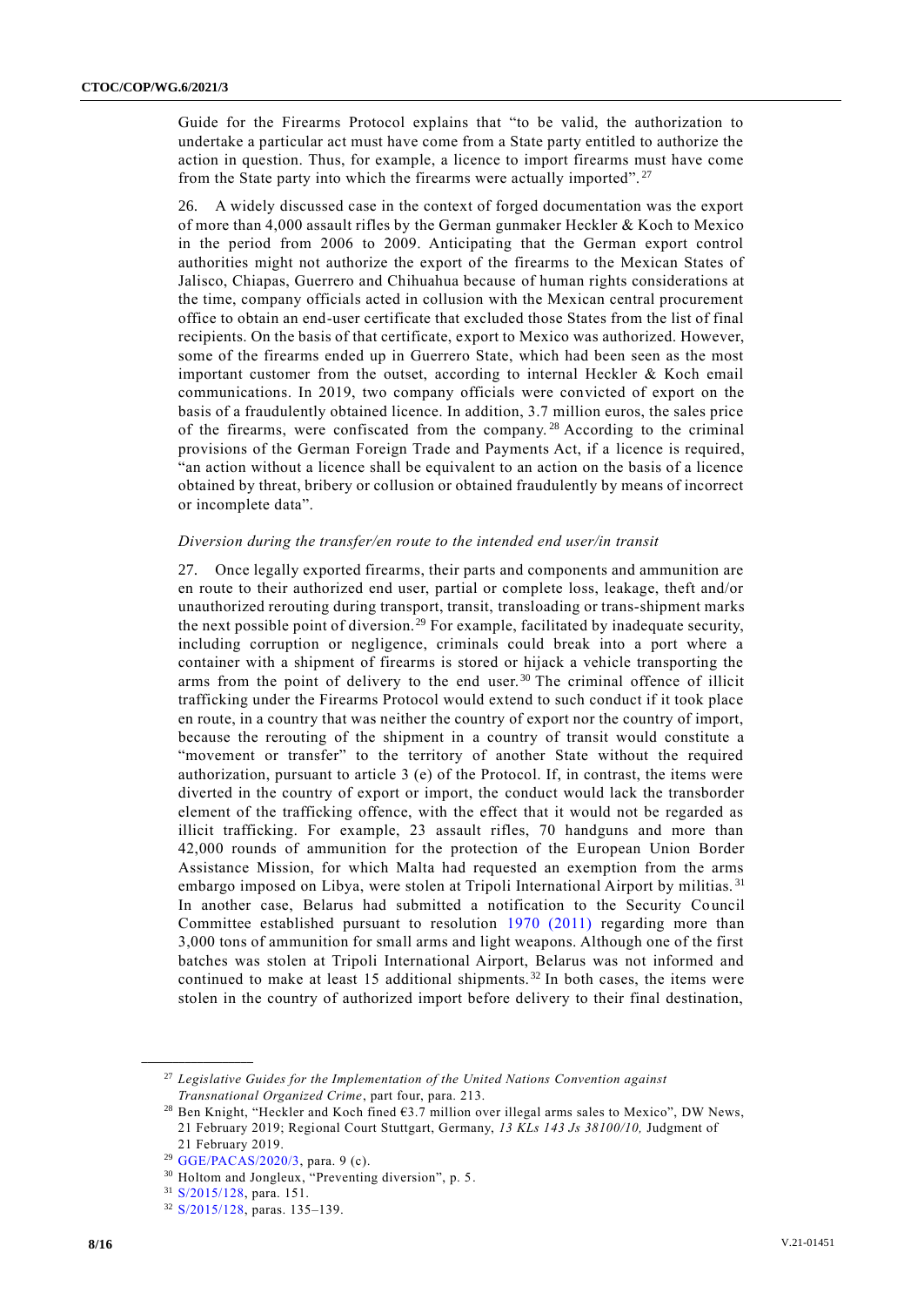Guide for the Firearms Protocol explains that "to be valid, the authorization to undertake a particular act must have come from a State party entitled to authorize the action in question. Thus, for example, a licence to import firearms must have come from the State party into which the firearms were actually imported".[27]

26. A widely discussed case in the context of forged documentation was the export of more than 4,000 assault rifles by the German gunmaker Heckler & Koch to Mexico in the period from 2006 to 2009. Anticipating that the German export control authorities might not authorize the export of the firearms to the Mexican States of Jalisco, Chiapas, Guerrero and Chihuahua because of human rights considerations at the time, company officials acted in collusion with the Mexican central procurement office to obtain an end-user certificate that excluded those States from the list of final recipients. On the basis of that certificate, export to Mexico was authorized. However, some of the firearms ended up in Guerrero State, which had been seen as the most important customer from the outset, according to internal Heckler & Koch email communications. In 2019, two company officials were convicted of export on the basis of a fraudulently obtained licence. In addition, 3.7 million euros, the sales price of the firearms, were confiscated from the company.[28] According to the criminal provisions of the German Foreign Trade and Payments Act, if a licence is required, "an action without a licence shall be equivalent to an action on the basis of a licence obtained by threat, bribery or collusion or obtained fraudulently by means of incorrect or incomplete data".

*Diversion during the transfer/en route to the intended end user/in transit*

27. Once legally exported firearms, their parts and components and ammunition are en route to their authorized end user, partial or complete loss, leakage, theft and/or unauthorized rerouting during transport, transit, transloading or trans-shipment marks the next possible point of diversion.[29] For example, facilitated by inadequate security, including corruption or negligence, criminals could break into a port where a container with a shipment of firearms is stored or hijack a vehicle transporting the arms from the point of delivery to the end user.[30] The criminal offence of illicit trafficking under the Firearms Protocol would extend to such conduct if it took place en route, in a country that was neither the country of export nor the country of import, because the rerouting of the shipment in a country of transit would constitute a "movement or transfer" to the territory of another State without the required authorization, pursuant to article 3 (e) of the Protocol. If, in contrast, the items were diverted in the country of export or import, the conduct would lack the transborder element of the trafficking offence, with the effect that it would not be regarded as illicit trafficking. For example, 23 assault rifles, 70 handguns and more than 42,000 rounds of ammunition for the protection of the European Union Border Assistance Mission, for which Malta had requested an exemption from the arms embargo imposed on Libya, were stolen at Tripoli International Airport by militias.[31] In another case, Belarus had submitted a notification to the Security Council Committee established pursuant to resolution 1970 (2011) regarding more than 3,000 tons of ammunition for small arms and light weapons. Although one of the first batches was stolen at Tripoli International Airport, Belarus was not informed and continued to make at least 15 additional shipments.[32] In both cases, the items were stolen in the country of authorized import before delivery to their final destination,

---

[27] *Legislative Guides for the Implementation of the United Nations Convention against Transnational Organized Crime*, part four, para. 213.

[28] Ben Knight, "Heckler and Koch fined €3.7 million over illegal arms sales to Mexico", DW News, 21 February 2019; Regional Court Stuttgart, Germany, *13 KLs 143 Js 38100/10,* Judgment of 21 February 2019.

[29] GGE/PACAS/2020/3, para. 9 (c).

[30] Holtom and Jongleux, "Preventing diversion", p. 5.

[31] S/2015/128, para. 151.

[32] S/2015/128, paras. 135–139.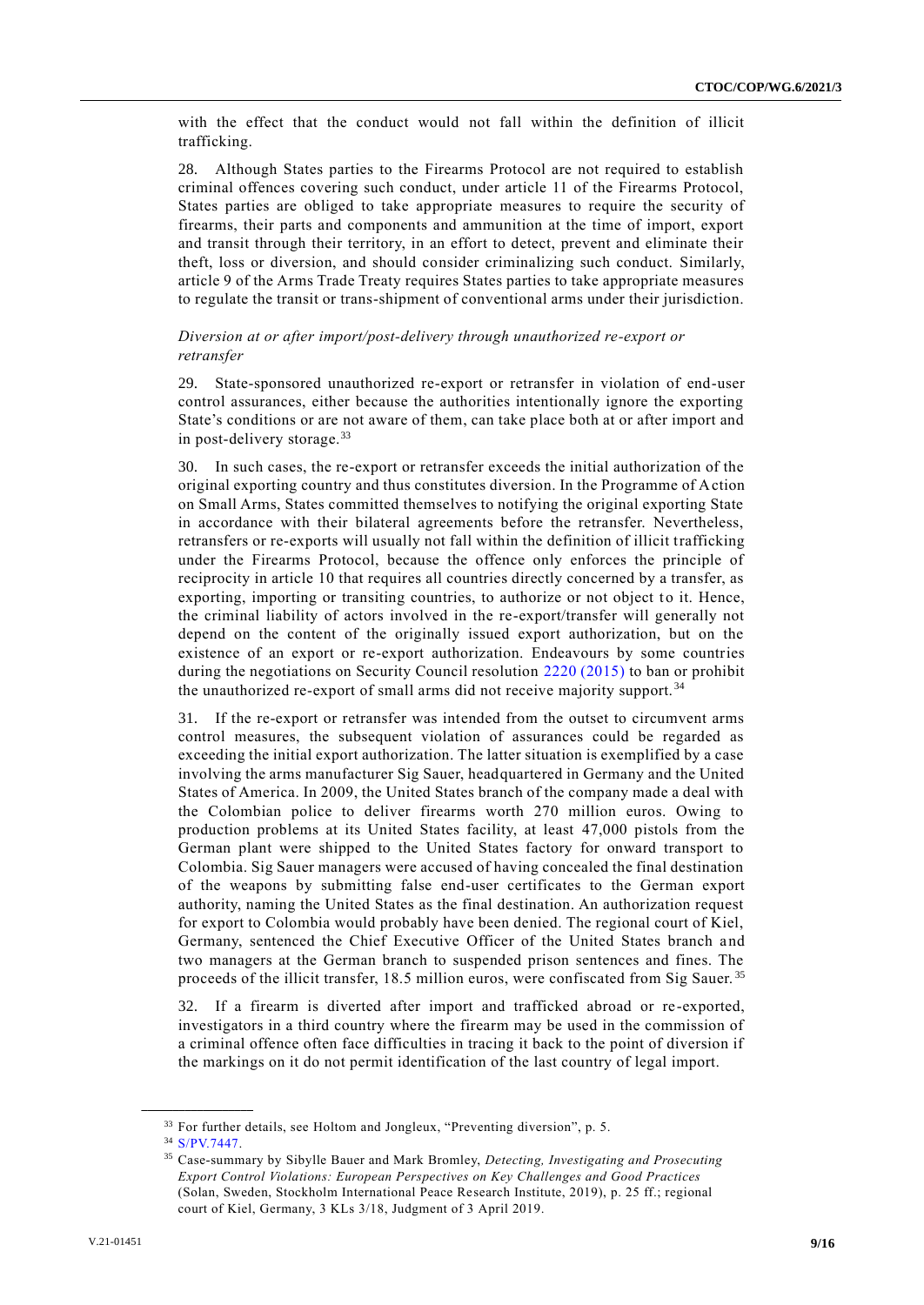with the effect that the conduct would not fall within the definition of illicit trafficking.

28. Although States parties to the Firearms Protocol are not required to establish criminal offences covering such conduct, under article 11 of the Firearms Protocol, States parties are obliged to take appropriate measures to require the security of firearms, their parts and components and ammunition at the time of import, export and transit through their territory, in an effort to detect, prevent and eliminate their theft, loss or diversion, and should consider criminalizing such conduct. Similarly, article 9 of the Arms Trade Treaty requires States parties to take appropriate measures to regulate the transit or trans-shipment of conventional arms under their jurisdiction.

*Diversion at or after import/post-delivery through unauthorized re-export or retransfer*

29. State-sponsored unauthorized re-export or retransfer in violation of end-user control assurances, either because the authorities intentionally ignore the exporting State's conditions or are not aware of them, can take place both at or after import and in post-delivery storage.[33]

30. In such cases, the re-export or retransfer exceeds the initial authorization of the original exporting country and thus constitutes diversion. In the Programme of Action on Small Arms, States committed themselves to notifying the original exporting State in accordance with their bilateral agreements before the retransfer. Nevertheless, retransfers or re-exports will usually not fall within the definition of illicit trafficking under the Firearms Protocol, because the offence only enforces the principle of reciprocity in article 10 that requires all countries directly concerned by a transfer, as exporting, importing or transiting countries, to authorize or not object to it. Hence, the criminal liability of actors involved in the re-export/transfer will generally not depend on the content of the originally issued export authorization, but on the existence of an export or re-export authorization. Endeavours by some countries during the negotiations on Security Council resolution 2220 (2015) to ban or prohibit the unauthorized re-export of small arms did not receive majority support.[34]

31. If the re-export or retransfer was intended from the outset to circumvent arms control measures, the subsequent violation of assurances could be regarded as exceeding the initial export authorization. The latter situation is exemplified by a case involving the arms manufacturer Sig Sauer, headquartered in Germany and the United States of America. In 2009, the United States branch of the company made a deal with the Colombian police to deliver firearms worth 270 million euros. Owing to production problems at its United States facility, at least 47,000 pistols from the German plant were shipped to the United States factory for onward transport to Colombia. Sig Sauer managers were accused of having concealed the final destination of the weapons by submitting false end-user certificates to the German export authority, naming the United States as the final destination. An authorization request for export to Colombia would probably have been denied. The regional court of Kiel, Germany, sentenced the Chief Executive Officer of the United States branch and two managers at the German branch to suspended prison sentences and fines. The proceeds of the illicit transfer, 18.5 million euros, were confiscated from Sig Sauer.[35]

32. If a firearm is diverted after import and trafficked abroad or re-exported, investigators in a third country where the firearm may be used in the commission of a criminal offence often face difficulties in tracing it back to the point of diversion if the markings on it do not permit identification of the last country of legal import.

---

[33] For further details, see Holtom and Jongleux, "Preventing diversion", p. 5.

[34] S/PV.7447.

[35] Case-summary by Sibylle Bauer and Mark Bromley, *Detecting, Investigating and Prosecuting Export Control Violations: European Perspectives on Key Challenges and Good Practices* (Solan, Sweden, Stockholm International Peace Research Institute, 2019), p. 25 ff.; regional court of Kiel, Germany, 3 KLs 3/18, Judgment of 3 April 2019.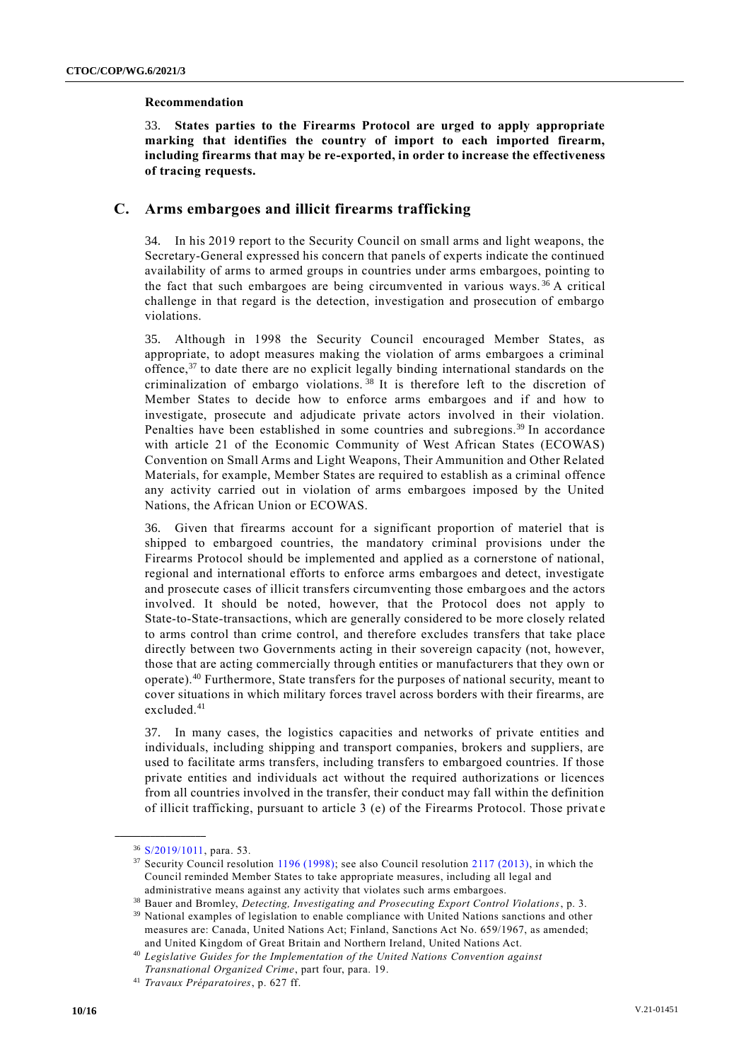**Recommendation**

33. **States parties to the Firearms Protocol are urged to apply appropriate marking that identifies the country of import to each imported firearm, including firearms that may be re-exported, in order to increase the effectiveness of tracing requests.**

## C. Arms embargoes and illicit firearms trafficking

34. In his 2019 report to the Security Council on small arms and light weapons, the Secretary-General expressed his concern that panels of experts indicate the continued availability of arms to armed groups in countries under arms embargoes, pointing to the fact that such embargoes are being circumvented in various ways.[36] A critical challenge in that regard is the detection, investigation and prosecution of embargo violations.

35. Although in 1998 the Security Council encouraged Member States, as appropriate, to adopt measures making the violation of arms embargoes a criminal offence,[37] to date there are no explicit legally binding international standards on the criminalization of embargo violations.[38] It is therefore left to the discretion of Member States to decide how to enforce arms embargoes and if and how to investigate, prosecute and adjudicate private actors involved in their violation. Penalties have been established in some countries and subregions.[39] In accordance with article 21 of the Economic Community of West African States (ECOWAS) Convention on Small Arms and Light Weapons, Their Ammunition and Other Related Materials, for example, Member States are required to establish as a criminal offence any activity carried out in violation of arms embargoes imposed by the United Nations, the African Union or ECOWAS.

36. Given that firearms account for a significant proportion of materiel that is shipped to embargoed countries, the mandatory criminal provisions under the Firearms Protocol should be implemented and applied as a cornerstone of national, regional and international efforts to enforce arms embargoes and detect, investigate and prosecute cases of illicit transfers circumventing those embargoes and the actors involved. It should be noted, however, that the Protocol does not apply to State-to-State-transactions, which are generally considered to be more closely related to arms control than crime control, and therefore excludes transfers that take place directly between two Governments acting in their sovereign capacity (not, however, those that are acting commercially through entities or manufacturers that they own or operate).[40] Furthermore, State transfers for the purposes of national security, meant to cover situations in which military forces travel across borders with their firearms, are excluded.[41]

37. In many cases, the logistics capacities and networks of private entities and individuals, including shipping and transport companies, brokers and suppliers, are used to facilitate arms transfers, including transfers to embargoed countries. If those private entities and individuals act without the required authorizations or licences from all countries involved in the transfer, their conduct may fall within the definition of illicit trafficking, pursuant to article 3 (e) of the Firearms Protocol. Those private

---

[36] S/2019/1011, para. 53.

[37] Security Council resolution 1196 (1998); see also Council resolution 2117 (2013), in which the Council reminded Member States to take appropriate measures, including all legal and administrative means against any activity that violates such arms embargoes.

[38] Bauer and Bromley, *Detecting, Investigating and Prosecuting Export Control Violations*, p. 3.

[39] National examples of legislation to enable compliance with United Nations sanctions and other measures are: Canada, United Nations Act; Finland, Sanctions Act No. 659/1967, as amended; and United Kingdom of Great Britain and Northern Ireland, United Nations Act.

[40] *Legislative Guides for the Implementation of the United Nations Convention against Transnational Organized Crime*, part four, para. 19.

[41] *Travaux Préparatoires*, p. 627 ff.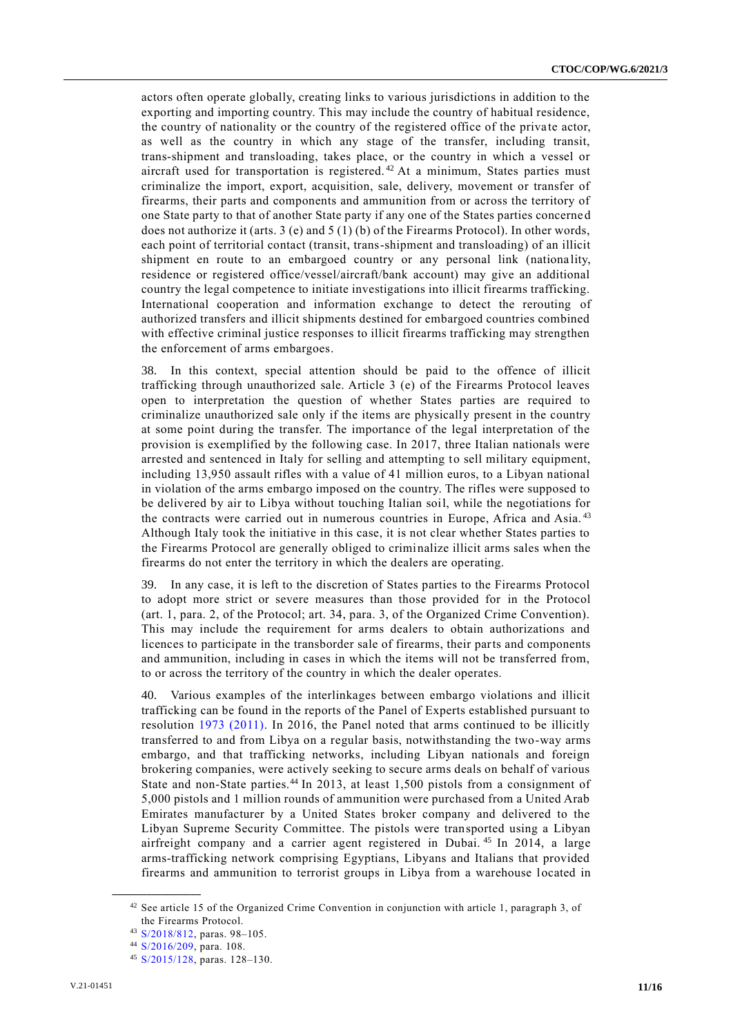actors often operate globally, creating links to various jurisdictions in addition to the exporting and importing country. This may include the country of habitual residence, the country of nationality or the country of the registered office of the private actor, as well as the country in which any stage of the transfer, including transit, trans-shipment and transloading, takes place, or the country in which a vessel or aircraft used for transportation is registered.[42] At a minimum, States parties must criminalize the import, export, acquisition, sale, delivery, movement or transfer of firearms, their parts and components and ammunition from or across the territory of one State party to that of another State party if any one of the States parties concerned does not authorize it (arts. 3 (e) and 5 (1) (b) of the Firearms Protocol). In other words, each point of territorial contact (transit, trans-shipment and transloading) of an illicit shipment en route to an embargoed country or any personal link (nationality, residence or registered office/vessel/aircraft/bank account) may give an additional country the legal competence to initiate investigations into illicit firearms trafficking. International cooperation and information exchange to detect the rerouting of authorized transfers and illicit shipments destined for embargoed countries combined with effective criminal justice responses to illicit firearms trafficking may strengthen the enforcement of arms embargoes.

38. In this context, special attention should be paid to the offence of illicit trafficking through unauthorized sale. Article 3 (e) of the Firearms Protocol leaves open to interpretation the question of whether States parties are required to criminalize unauthorized sale only if the items are physically present in the country at some point during the transfer. The importance of the legal interpretation of the provision is exemplified by the following case. In 2017, three Italian nationals were arrested and sentenced in Italy for selling and attempting to sell military equipment, including 13,950 assault rifles with a value of 41 million euros, to a Libyan national in violation of the arms embargo imposed on the country. The rifles were supposed to be delivered by air to Libya without touching Italian soil, while the negotiations for the contracts were carried out in numerous countries in Europe, Africa and Asia.[43] Although Italy took the initiative in this case, it is not clear whether States parties to the Firearms Protocol are generally obliged to criminalize illicit arms sales when the firearms do not enter the territory in which the dealers are operating.

39. In any case, it is left to the discretion of States parties to the Firearms Protocol to adopt more strict or severe measures than those provided for in the Protocol (art. 1, para. 2, of the Protocol; art. 34, para. 3, of the Organized Crime Convention). This may include the requirement for arms dealers to obtain authorizations and licences to participate in the transborder sale of firearms, their parts and components and ammunition, including in cases in which the items will not be transferred from, to or across the territory of the country in which the dealer operates.

40. Various examples of the interlinkages between embargo violations and illicit trafficking can be found in the reports of the Panel of Experts established pursuant to resolution 1973 (2011). In 2016, the Panel noted that arms continued to be illicitly transferred to and from Libya on a regular basis, notwithstanding the two-way arms embargo, and that trafficking networks, including Libyan nationals and foreign brokering companies, were actively seeking to secure arms deals on behalf of various State and non-State parties.[44] In 2013, at least 1,500 pistols from a consignment of 5,000 pistols and 1 million rounds of ammunition were purchased from a United Arab Emirates manufacturer by a United States broker company and delivered to the Libyan Supreme Security Committee. The pistols were transported using a Libyan airfreight company and a carrier agent registered in Dubai.[45] In 2014, a large arms-trafficking network comprising Egyptians, Libyans and Italians that provided firearms and ammunition to terrorist groups in Libya from a warehouse located in

---

[42] See article 15 of the Organized Crime Convention in conjunction with article 1, paragraph 3, of the Firearms Protocol.

[43] S/2018/812, paras. 98–105.

[44] S/2016/209, para. 108.

[45] S/2015/128, paras. 128–130.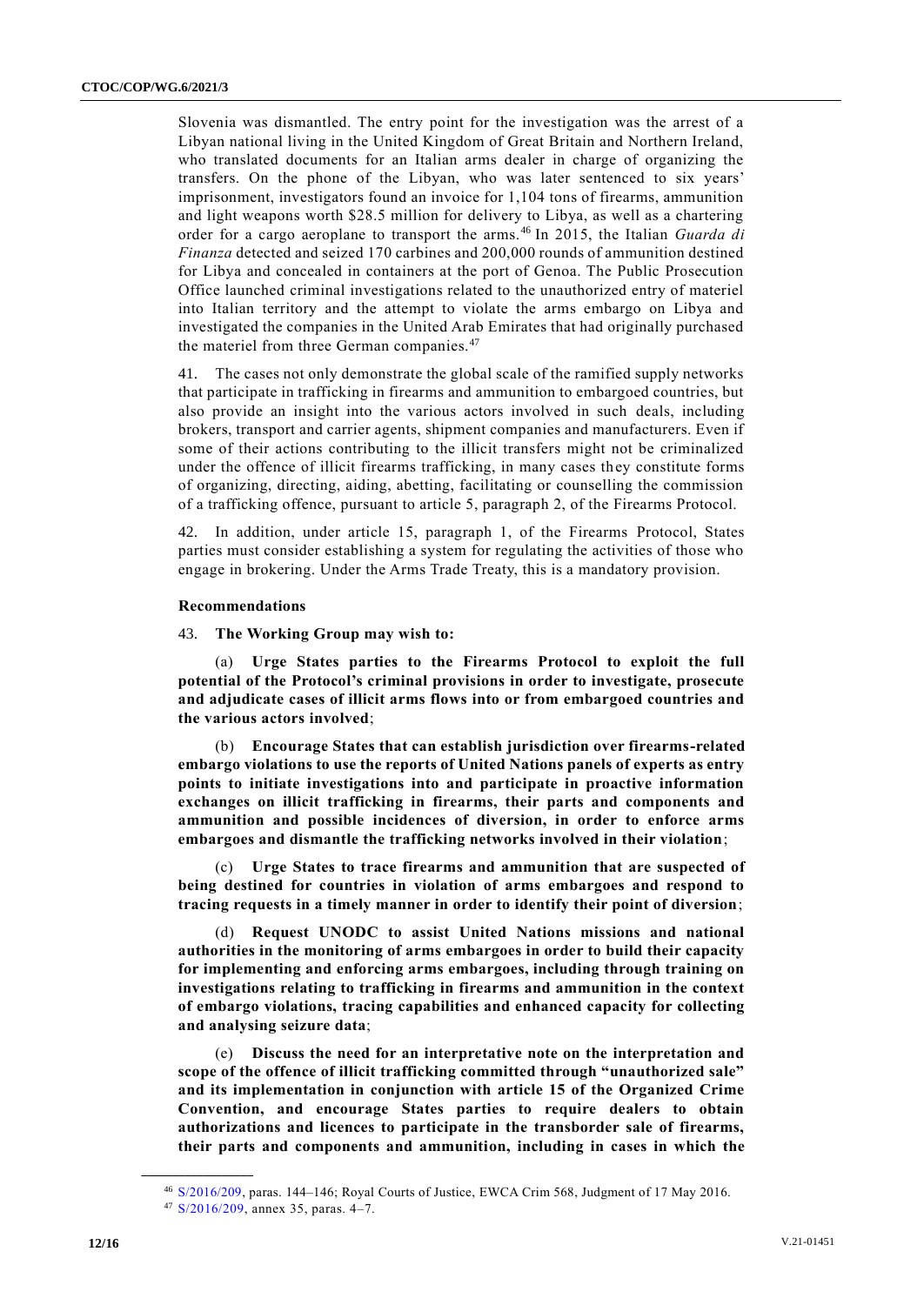Slovenia was dismantled. The entry point for the investigation was the arrest of a Libyan national living in the United Kingdom of Great Britain and Northern Ireland, who translated documents for an Italian arms dealer in charge of organizing the transfers. On the phone of the Libyan, who was later sentenced to six years' imprisonment, investigators found an invoice for 1,104 tons of firearms, ammunition and light weapons worth $28.5 million for delivery to Libya, as well as a chartering order for a cargo aeroplane to transport the arms.[46] In 2015, the Italian *Guarda di Finanza* detected and seized 170 carbines and 200,000 rounds of ammunition destined for Libya and concealed in containers at the port of Genoa. The Public Prosecution Office launched criminal investigations related to the unauthorized entry of materiel into Italian territory and the attempt to violate the arms embargo on Libya and investigated the companies in the United Arab Emirates that had originally purchased the materiel from three German companies.[47]

41. The cases not only demonstrate the global scale of the ramified supply networks that participate in trafficking in firearms and ammunition to embargoed countries, but also provide an insight into the various actors involved in such deals, including brokers, transport and carrier agents, shipment companies and manufacturers. Even if some of their actions contributing to the illicit transfers might not be criminalized under the offence of illicit firearms trafficking, in many cases they constitute forms of organizing, directing, aiding, abetting, facilitating or counselling the commission of a trafficking offence, pursuant to article 5, paragraph 2, of the Firearms Protocol.

42. In addition, under article 15, paragraph 1, of the Firearms Protocol, States parties must consider establishing a system for regulating the activities of those who engage in brokering. Under the Arms Trade Treaty, this is a mandatory provision.

**Recommendations**

43. **The Working Group may wish to:**

(a) **Urge States parties to the Firearms Protocol to exploit the full potential of the Protocol's criminal provisions in order to investigate, prosecute and adjudicate cases of illicit arms flows into or from embargoed countries and the various actors involved**;

(b) **Encourage States that can establish jurisdiction over firearms-related embargo violations to use the reports of United Nations panels of experts as entry points to initiate investigations into and participate in proactive information exchanges on illicit trafficking in firearms, their parts and components and ammunition and possible incidences of diversion, in order to enforce arms embargoes and dismantle the trafficking networks involved in their violation**;

(c) **Urge States to trace firearms and ammunition that are suspected of being destined for countries in violation of arms embargoes and respond to tracing requests in a timely manner in order to identify their point of diversion**;

(d) **Request UNODC to assist United Nations missions and national authorities in the monitoring of arms embargoes in order to build their capacity for implementing and enforcing arms embargoes, including through training on investigations relating to trafficking in firearms and ammunition in the context of embargo violations, tracing capabilities and enhanced capacity for collecting and analysing seizure data**;

(e) **Discuss the need for an interpretative note on the interpretation and scope of the offence of illicit trafficking committed through "unauthorized sale" and its implementation in conjunction with article 15 of the Organized Crime Convention, and encourage States parties to require dealers to obtain authorizations and licences to participate in the transborder sale of firearms, their parts and components and ammunition, including in cases in which the**

---

[46] S/2016/209, paras. 144–146; Royal Courts of Justice, EWCA Crim 568, Judgment of 17 May 2016.

[47] S/2016/209, annex 35, paras. 4–7.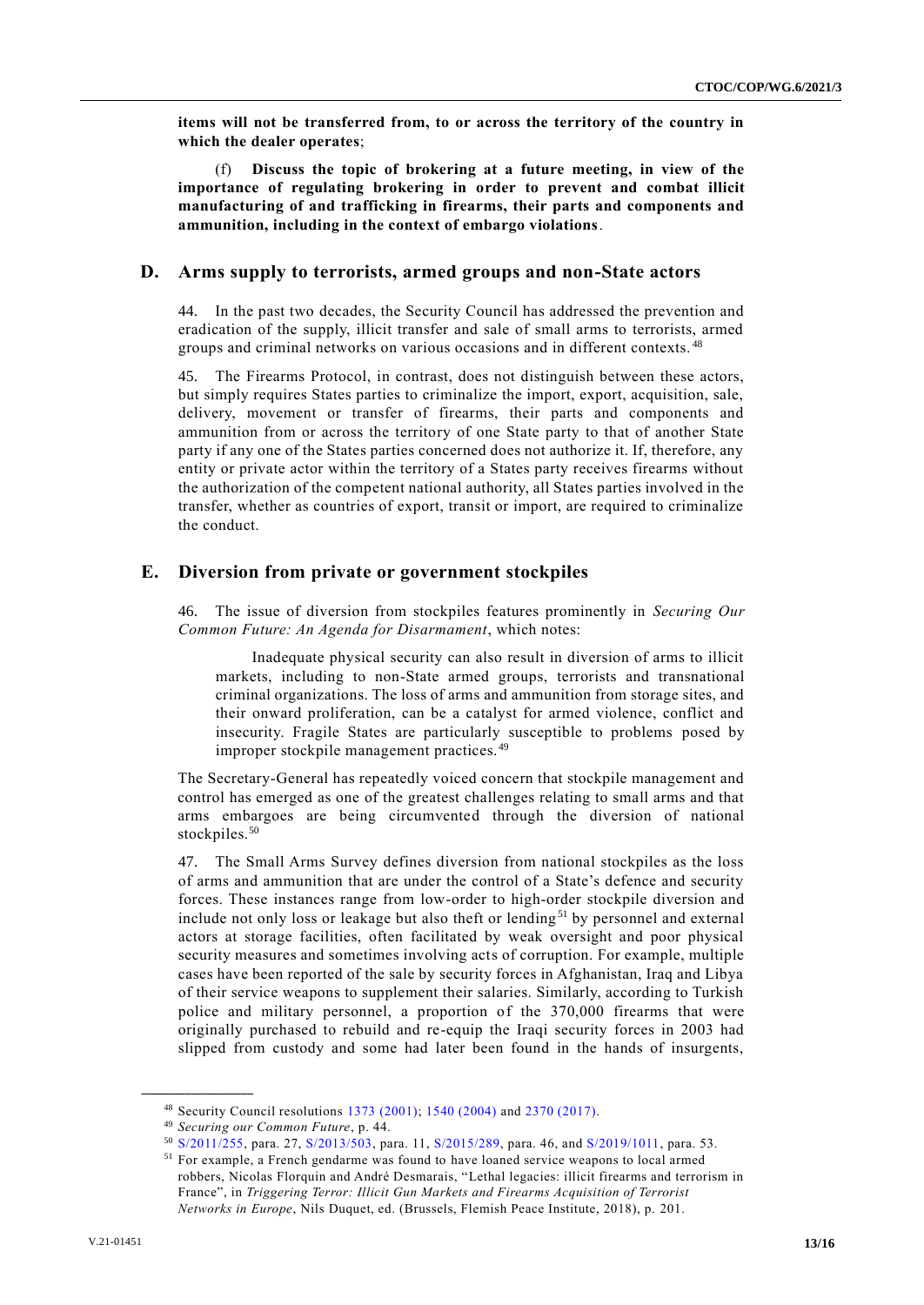**items will not be transferred from, to or across the territory of the country in which the dealer operates**;

(f) **Discuss the topic of brokering at a future meeting, in view of the importance of regulating brokering in order to prevent and combat illicit manufacturing of and trafficking in firearms, their parts and components and ammunition, including in the context of embargo violations**.

## D. Arms supply to terrorists, armed groups and non-State actors

44. In the past two decades, the Security Council has addressed the prevention and eradication of the supply, illicit transfer and sale of small arms to terrorists, armed groups and criminal networks on various occasions and in different contexts.[48]

45. The Firearms Protocol, in contrast, does not distinguish between these actors, but simply requires States parties to criminalize the import, export, acquisition, sale, delivery, movement or transfer of firearms, their parts and components and ammunition from or across the territory of one State party to that of another State party if any one of the States parties concerned does not authorize it. If, therefore, any entity or private actor within the territory of a States party receives firearms without the authorization of the competent national authority, all States parties involved in the transfer, whether as countries of export, transit or import, are required to criminalize the conduct.

## E. Diversion from private or government stockpiles

46. The issue of diversion from stockpiles features prominently in *Securing Our Common Future: An Agenda for Disarmament*, which notes:

> Inadequate physical security can also result in diversion of arms to illicit markets, including to non-State armed groups, terrorists and transnational criminal organizations. The loss of arms and ammunition from storage sites, and their onward proliferation, can be a catalyst for armed violence, conflict and insecurity. Fragile States are particularly susceptible to problems posed by improper stockpile management practices.[49]

The Secretary-General has repeatedly voiced concern that stockpile management and control has emerged as one of the greatest challenges relating to small arms and that arms embargoes are being circumvented through the diversion of national stockpiles.[50]

47. The Small Arms Survey defines diversion from national stockpiles as the loss of arms and ammunition that are under the control of a State's defence and security forces. These instances range from low-order to high-order stockpile diversion and include not only loss or leakage but also theft or lending[51] by personnel and external actors at storage facilities, often facilitated by weak oversight and poor physical security measures and sometimes involving acts of corruption. For example, multiple cases have been reported of the sale by security forces in Afghanistan, Iraq and Libya of their service weapons to supplement their salaries. Similarly, according to Turkish police and military personnel, a proportion of the 370,000 firearms that were originally purchased to rebuild and re-equip the Iraqi security forces in 2003 had slipped from custody and some had later been found in the hands of insurgents,

---

[48] Security Council resolutions 1373 (2001); 1540 (2004) and 2370 (2017).

[49] *Securing our Common Future*, p. 44.

[50] S/2011/255, para. 27, S/2013/503, para. 11, S/2015/289, para. 46, and S/2019/1011, para. 53.

[51] For example, a French gendarme was found to have loaned service weapons to local armed robbers, Nicolas Florquin and André Desmarais, "Lethal legacies: illicit firearms and terrorism in France", in *Triggering Terror: Illicit Gun Markets and Firearms Acquisition of Terrorist Networks in Europe*, Nils Duquet, ed. (Brussels, Flemish Peace Institute, 2018), p. 201.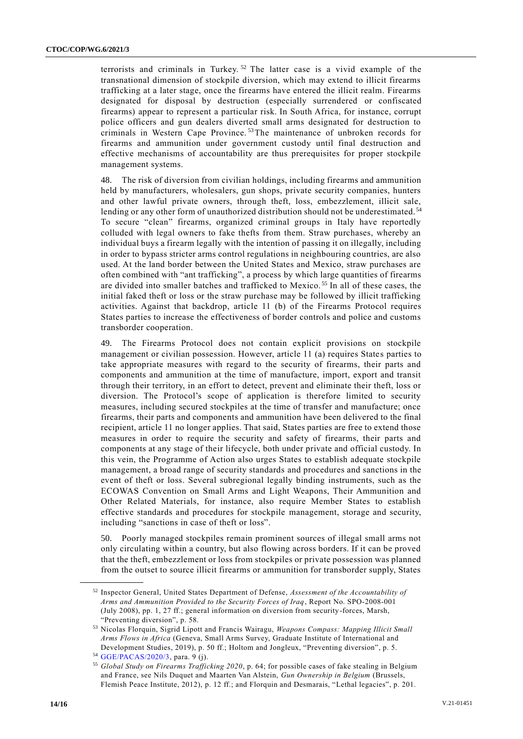terrorists and criminals in Turkey.[52] The latter case is a vivid example of the transnational dimension of stockpile diversion, which may extend to illicit firearms trafficking at a later stage, once the firearms have entered the illicit realm. Firearms designated for disposal by destruction (especially surrendered or confiscated firearms) appear to represent a particular risk. In South Africa, for instance, corrupt police officers and gun dealers diverted small arms designated for destruction to criminals in Western Cape Province.[53] The maintenance of unbroken records for firearms and ammunition under government custody until final destruction and effective mechanisms of accountability are thus prerequisites for proper stockpile management systems.

48. The risk of diversion from civilian holdings, including firearms and ammunition held by manufacturers, wholesalers, gun shops, private security companies, hunters and other lawful private owners, through theft, loss, embezzlement, illicit sale, lending or any other form of unauthorized distribution should not be underestimated.[54] To secure "clean" firearms, organized criminal groups in Italy have reportedly colluded with legal owners to fake thefts from them. Straw purchases, whereby an individual buys a firearm legally with the intention of passing it on illegally, including in order to bypass stricter arms control regulations in neighbouring countries, are also used. At the land border between the United States and Mexico, straw purchases are often combined with "ant trafficking", a process by which large quantities of firearms are divided into smaller batches and trafficked to Mexico.[55] In all of these cases, the initial faked theft or loss or the straw purchase may be followed by illicit trafficking activities. Against that backdrop, article 11 (b) of the Firearms Protocol requires States parties to increase the effectiveness of border controls and police and customs transborder cooperation.

49. The Firearms Protocol does not contain explicit provisions on stockpile management or civilian possession. However, article 11 (a) requires States parties to take appropriate measures with regard to the security of firearms, their parts and components and ammunition at the time of manufacture, import, export and transit through their territory, in an effort to detect, prevent and eliminate their theft, loss or diversion. The Protocol's scope of application is therefore limited to security measures, including secured stockpiles at the time of transfer and manufacture; once firearms, their parts and components and ammunition have been delivered to the final recipient, article 11 no longer applies. That said, States parties are free to extend those measures in order to require the security and safety of firearms, their parts and components at any stage of their lifecycle, both under private and official custody. In this vein, the Programme of Action also urges States to establish adequate stockpile management, a broad range of security standards and procedures and sanctions in the event of theft or loss. Several subregional legally binding instruments, such as the ECOWAS Convention on Small Arms and Light Weapons, Their Ammunition and Other Related Materials, for instance, also require Member States to establish effective standards and procedures for stockpile management, storage and security, including "sanctions in case of theft or loss".

50. Poorly managed stockpiles remain prominent sources of illegal small arms not only circulating within a country, but also flowing across borders. If it can be proved that the theft, embezzlement or loss from stockpiles or private possession was planned from the outset to source illicit firearms or ammunition for transborder supply, States

---

[52] Inspector General, United States Department of Defense, *Assessment of the Accountability of Arms and Ammunition Provided to the Security Forces of Iraq*, Report No. SPO-2008-001 (July 2008), pp. 1, 27 ff.; general information on diversion from security-forces, Marsh, "Preventing diversion", p. 58.

[53] Nicolas Florquin, Sigrid Lipott and Francis Wairagu, *Weapons Compass: Mapping Illicit Small Arms Flows in Africa* (Geneva, Small Arms Survey, Graduate Institute of International and Development Studies, 2019), p. 50 ff.; Holtom and Jongleux, "Preventing diversion", p. 5.

[54] GGE/PACAS/2020/3, para. 9 (j).

[55] *Global Study on Firearms Trafficking 2020*, p. 64; for possible cases of fake stealing in Belgium and France, see Nils Duquet and Maarten Van Alstein, *Gun Ownership in Belgium* (Brussels, Flemish Peace Institute, 2012), p. 12 ff.; and Florquin and Desmarais, "Lethal legacies", p. 201.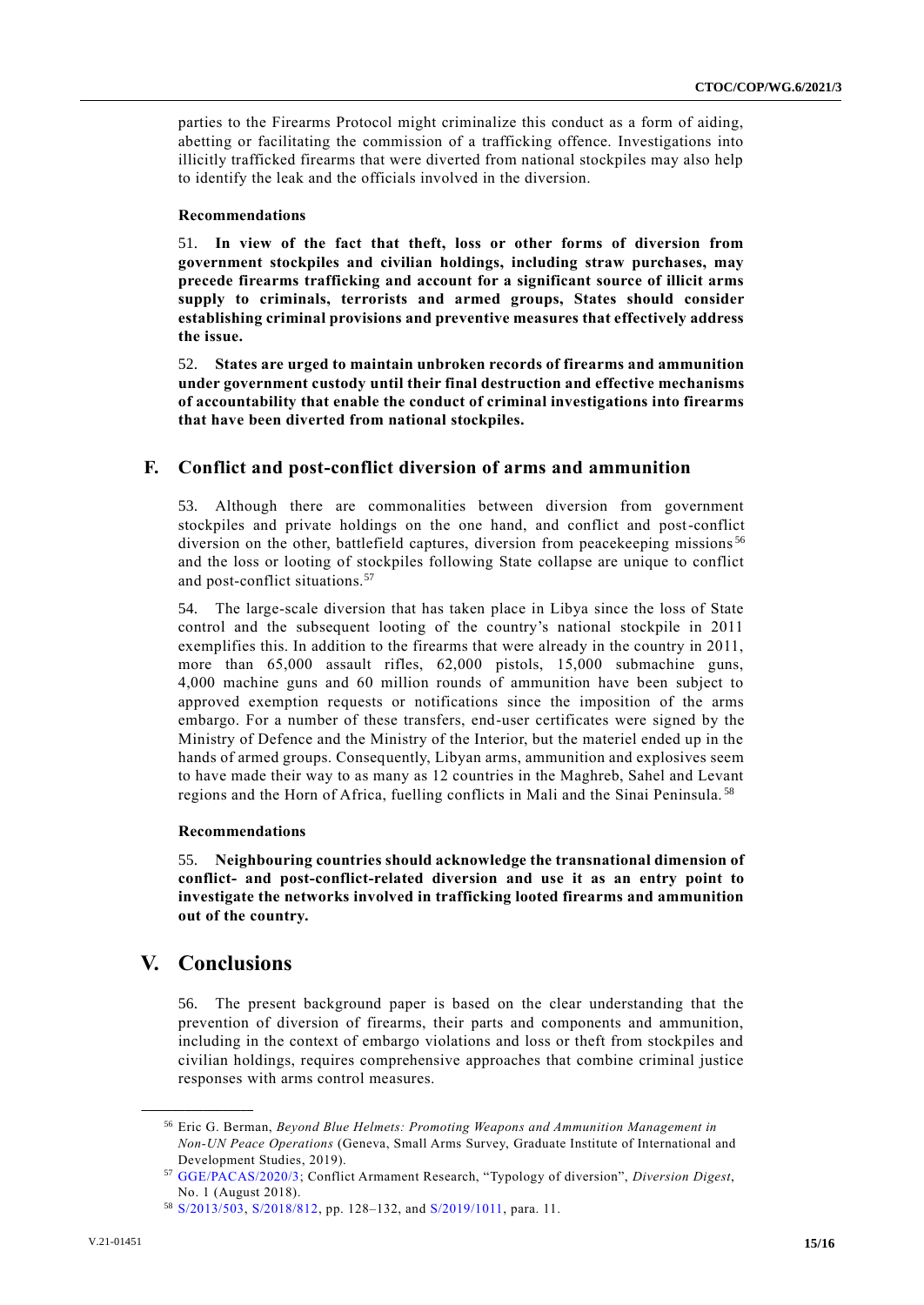parties to the Firearms Protocol might criminalize this conduct as a form of aiding, abetting or facilitating the commission of a trafficking offence. Investigations into illicitly trafficked firearms that were diverted from national stockpiles may also help to identify the leak and the officials involved in the diversion.

#### Recommendations

51. **In view of the fact that theft, loss or other forms of diversion from government stockpiles and civilian holdings, including straw purchases, may precede firearms trafficking and account for a significant source of illicit arms supply to criminals, terrorists and armed groups, States should consider establishing criminal provisions and preventive measures that effectively address the issue.**

52. **States are urged to maintain unbroken records of firearms and ammunition under government custody until their final destruction and effective mechanisms of accountability that enable the conduct of criminal investigations into firearms that have been diverted from national stockpiles.**

### F. Conflict and post-conflict diversion of arms and ammunition

53. Although there are commonalities between diversion from government stockpiles and private holdings on the one hand, and conflict and post-conflict diversion on the other, battlefield captures, diversion from peacekeeping missions[56] and the loss or looting of stockpiles following State collapse are unique to conflict and post-conflict situations.[57]

54. The large-scale diversion that has taken place in Libya since the loss of State control and the subsequent looting of the country's national stockpile in 2011 exemplifies this. In addition to the firearms that were already in the country in 2011, more than 65,000 assault rifles, 62,000 pistols, 15,000 submachine guns, 4,000 machine guns and 60 million rounds of ammunition have been subject to approved exemption requests or notifications since the imposition of the arms embargo. For a number of these transfers, end-user certificates were signed by the Ministry of Defence and the Ministry of the Interior, but the materiel ended up in the hands of armed groups. Consequently, Libyan arms, ammunition and explosives seem to have made their way to as many as 12 countries in the Maghreb, Sahel and Levant regions and the Horn of Africa, fuelling conflicts in Mali and the Sinai Peninsula.[58]

#### Recommendations

55. **Neighbouring countries should acknowledge the transnational dimension of conflict- and post-conflict-related diversion and use it as an entry point to investigate the networks involved in trafficking looted firearms and ammunition out of the country.**

## V. Conclusions

56. The present background paper is based on the clear understanding that the prevention of diversion of firearms, their parts and components and ammunition, including in the context of embargo violations and loss or theft from stockpiles and civilian holdings, requires comprehensive approaches that combine criminal justice responses with arms control measures.

---

[56] Eric G. Berman, *Beyond Blue Helmets: Promoting Weapons and Ammunition Management in Non-UN Peace Operations* (Geneva, Small Arms Survey, Graduate Institute of International and Development Studies, 2019).

[57] GGE/PACAS/2020/3; Conflict Armament Research, "Typology of diversion", *Diversion Digest*, No. 1 (August 2018).

[58] S/2013/503, S/2018/812, pp. 128–132, and S/2019/1011, para. 11.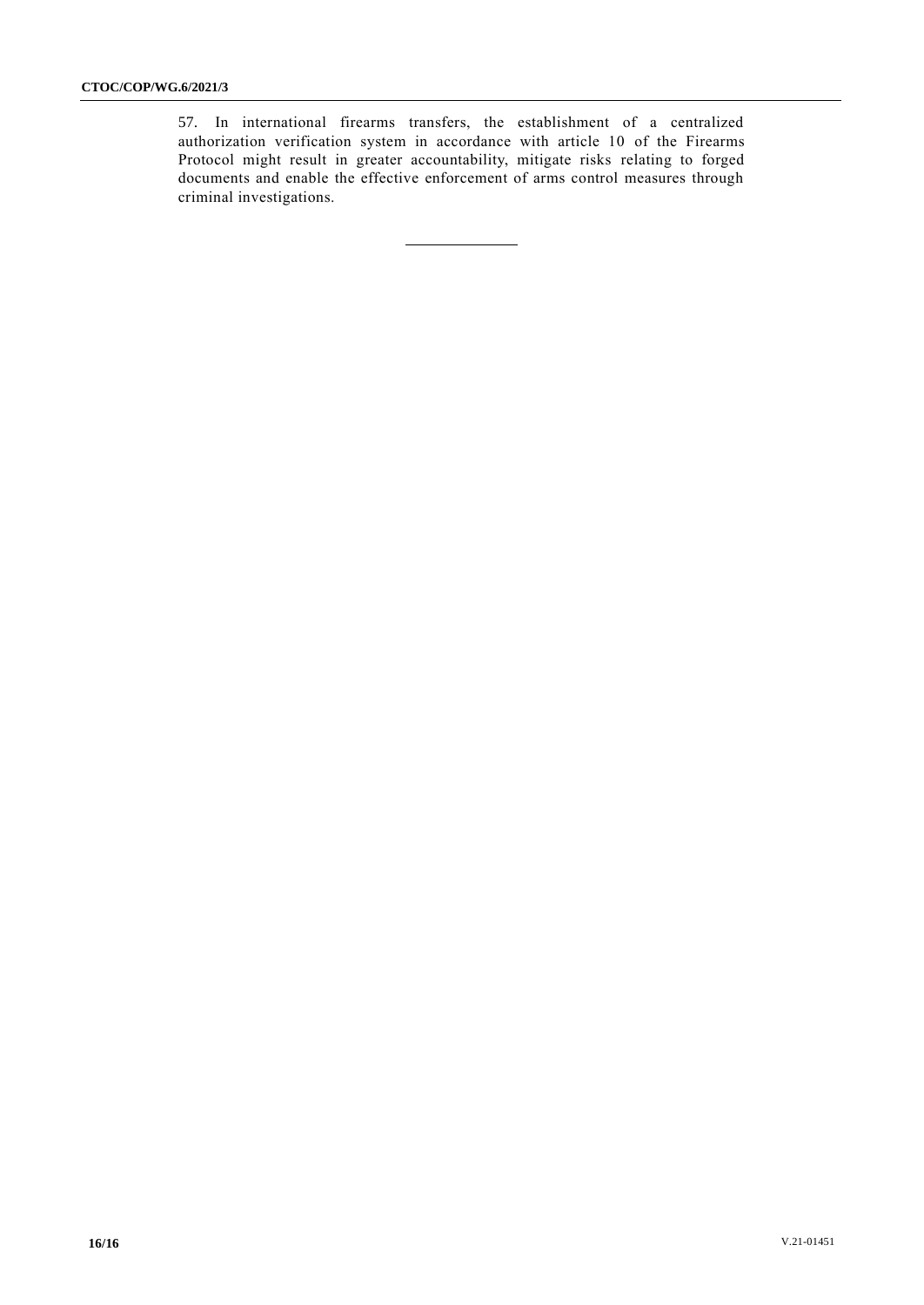57. In international firearms transfers, the establishment of a centralized authorization verification system in accordance with article 10 of the Firearms Protocol might result in greater accountability, mitigate risks relating to forged documents and enable the effective enforcement of arms control measures through criminal investigations.